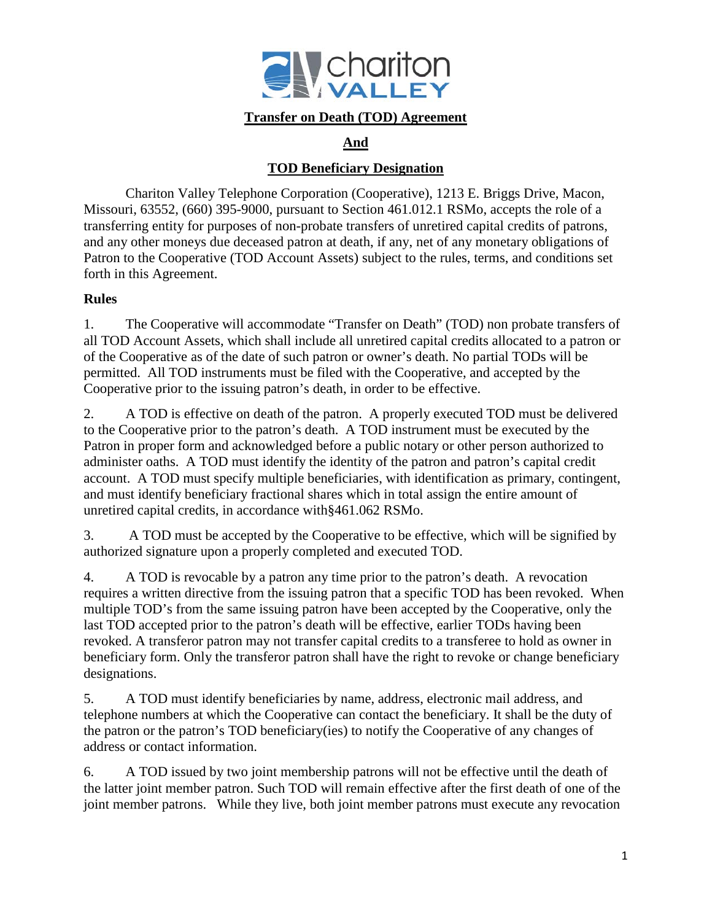# Transfer on Death (TOD) Agreement

## And

## TOD Beneficiary Designation

Chariton Valley Telephone Corporation (Cooperative), 1213 E. Briggs Drive, Macon, Missouri, 63552, (660) 395-9000, pursuant to Section 461.012.1 RSMo, accepts the role of a transferring entity for purposes of non-probate transfers of unretired capital credits of patrons, and any other moneys due deceased patron at death, if any, net of any monetary obligations of Patron to the Cooperative (TOD Account Assets) subject to the rules, terms, and conditions set forth in this Agreement.

**Rules**

1. The Cooperative will accommodate "Transfer on Death" (TOD) non probate transfers of all TOD Account Assets, which shall include all unretired capital credits allocated to a patron or of the Cooperative as of the date of such patron or owner's death. No partial TODs will be permitted. All TOD instruments must be filed with the Cooperative, and accepted by the Cooperative prior to the issuing patron's death, in order to be effective.

2. A TOD is effective on death of the patron. A properly executed TOD must be delivered to the Cooperative prior to the patron's death. A TOD instrument must be executed by the Patron in proper form and acknowledged before a public notary or other person authorized to administer oaths. A TOD must identify the identity of the patron and patron's capital credit account. A TOD must specify multiple beneficiaries, with identification as primary, contingent, and must identify beneficiary fractional shares which in total assign the entire amount of unretired capital credits, in accordance with§461.062 RSMo.

3. A TOD must be accepted by the Cooperative to be effective, which will be signified by authorized signature upon a properly completed and executed TOD.

4. A TOD is revocable by a patron any time prior to the patron's death. A revocation requires a written directive from the issuing patron that a specific TOD has been revoked. When multiple TOD's from the same issuing patron have been accepted by the Cooperative, only the last TOD accepted prior to the patron's death will be effective, earlier TODs having been revoked. A transferor patron may not transfer capital credits to a transferee to hold as owner in beneficiary form. Only the transferor patron shall have the right to revoke or change beneficiary designations.

5. A TOD must identify beneficiaries by name, address, electronic mail address, and telephone numbers at which the Cooperative can contact the beneficiary. It shall be the duty of the patron or the patron's TOD beneficiary(ies) to notify the Cooperative of any changes of address or contact information.

6. A TOD issued by two joint membership patrons will not be effective until the death of the latter joint member patron. Such TOD will remain effective after the first death of one of the joint member patrons. While they live, both joint member patrons must execute any revocation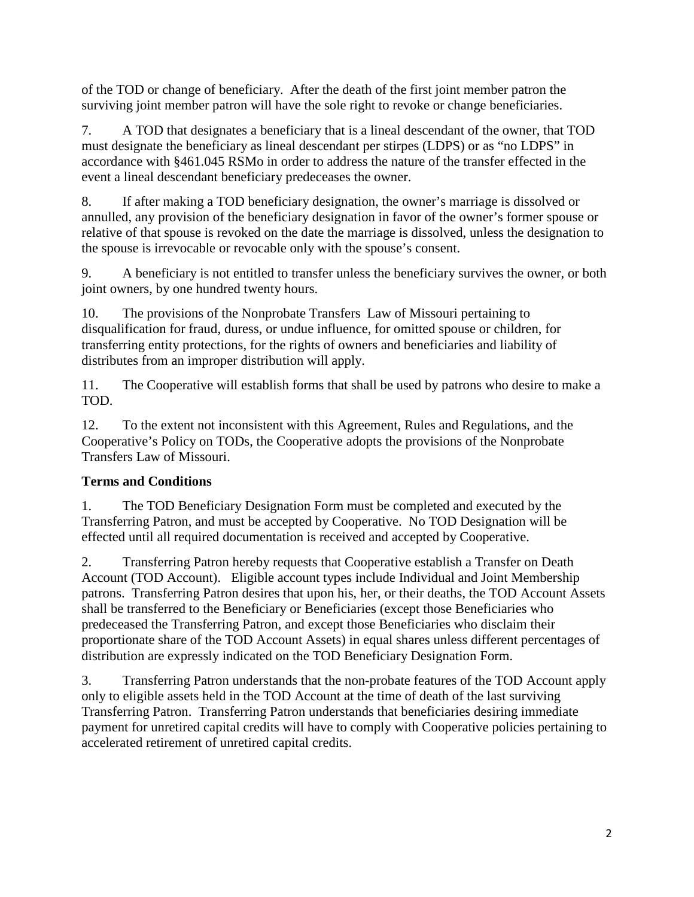of the TOD or change of beneficiary. After the death of the first joint member patron the surviving joint member patron will have the sole right to revoke or change beneficiaries.

7. A TOD that designates a beneficiary that is a lineal descendant of the owner, that TOD must designate the beneficiary as lineal descendant per stirpes (LDPS) or as "no LDPS" in accordance with §461.045 RSMo in order to address the nature of the transfer effected in the event a lineal descendant beneficiary predeceases the owner.

8. If after making a TOD beneficiary designation, the owner's marriage is dissolved or annulled, any provision of the beneficiary designation in favor of the owner's former spouse or relative of that spouse is revoked on the date the marriage is dissolved, unless the designation to the spouse is irrevocable or revocable only with the spouse's consent.

9. A beneficiary is not entitled to transfer unless the beneficiary survives the owner, or both joint owners, by one hundred twenty hours.

10. The provisions of the Nonprobate Transfers Law of Missouri pertaining to disqualification for fraud, duress, or undue influence, for omitted spouse or children, for transferring entity protections, for the rights of owners and beneficiaries and liability of distributes from an improper distribution will apply.

11. The Cooperative will establish forms that shall be used by patrons who desire to make a TOD.

12. To the extent not inconsistent with this Agreement, Rules and Regulations, and the Cooperative's Policy on TODs, the Cooperative adopts the provisions of the Nonprobate Transfers Law of Missouri.

**Terms and Conditions**

1. The TOD Beneficiary Designation Form must be completed and executed by the Transferring Patron, and must be accepted by Cooperative. No TOD Designation will be effected until all required documentation is received and accepted by Cooperative.

2. Transferring Patron hereby requests that Cooperative establish a Transfer on Death Account (TOD Account). Eligible account types include Individual and Joint Membership patrons. Transferring Patron desires that upon his, her, or their deaths, the TOD Account Assets shall be transferred to the Beneficiary or Beneficiaries (except those Beneficiaries who predeceased the Transferring Patron, and except those Beneficiaries who disclaim their proportionate share of the TOD Account Assets) in equal shares unless different percentages of distribution are expressly indicated on the TOD Beneficiary Designation Form.

3. Transferring Patron understands that the non-probate features of the TOD Account apply only to eligible assets held in the TOD Account at the time of death of the last surviving Transferring Patron. Transferring Patron understands that beneficiaries desiring immediate payment for unretired capital credits will have to comply with Cooperative policies pertaining to accelerated retirement of unretired capital credits.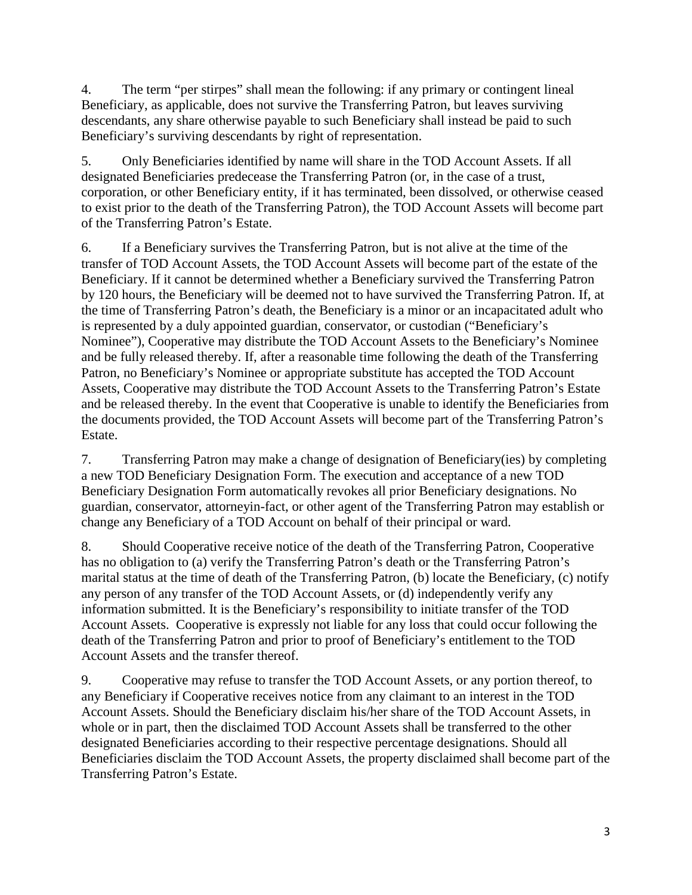4. The term "per stirpes" shall mean the following: if any primary or contingent lineal Beneficiary, as applicable, does not survive the Transferring Patron, but leaves surviving descendants, any share otherwise payable to such Beneficiary shall instead be paid to such Beneficiary's surviving descendants by right of representation.

5. Only Beneficiaries identified by name will share in the TOD Account Assets. If all designated Beneficiaries predecease the Transferring Patron (or, in the case of a trust, corporation, or other Beneficiary entity, if it has terminated, been dissolved, or otherwise ceased to exist prior to the death of the Transferring Patron), the TOD Account Assets will become part of the Transferring Patron's Estate.

6. If a Beneficiary survives the Transferring Patron, but is not alive at the time of the transfer of TOD Account Assets, the TOD Account Assets will become part of the estate of the Beneficiary. If it cannot be determined whether a Beneficiary survived the Transferring Patron by 120 hours, the Beneficiary will be deemed not to have survived the Transferring Patron. If, at the time of Transferring Patron's death, the Beneficiary is a minor or an incapacitated adult who is represented by a duly appointed guardian, conservator, or custodian ("Beneficiary's Nominee"), Cooperative may distribute the TOD Account Assets to the Beneficiary's Nominee and be fully released thereby. If, after a reasonable time following the death of the Transferring Patron, no Beneficiary's Nominee or appropriate substitute has accepted the TOD Account Assets, Cooperative may distribute the TOD Account Assets to the Transferring Patron's Estate and be released thereby. In the event that Cooperative is unable to identify the Beneficiaries from the documents provided, the TOD Account Assets will become part of the Transferring Patron's Estate.

7. Transferring Patron may make a change of designation of Beneficiary(ies) by completing a new TOD Beneficiary Designation Form. The execution and acceptance of a new TOD Beneficiary Designation Form automatically revokes all prior Beneficiary designations. No guardian, conservator, attorneyin-fact, or other agent of the Transferring Patron may establish or change any Beneficiary of a TOD Account on behalf of their principal or ward.

8. Should Cooperative receive notice of the death of the Transferring Patron, Cooperative has no obligation to (a) verify the Transferring Patron's death or the Transferring Patron's marital status at the time of death of the Transferring Patron, (b) locate the Beneficiary, (c) notify any person of any transfer of the TOD Account Assets, or (d) independently verify any information submitted. It is the Beneficiary's responsibility to initiate transfer of the TOD Account Assets. Cooperative is expressly not liable for any loss that could occur following the death of the Transferring Patron and prior to proof of Beneficiary's entitlement to the TOD Account Assets and the transfer thereof.

9. Cooperative may refuse to transfer the TOD Account Assets, or any portion thereof, to any Beneficiary if Cooperative receives notice from any claimant to an interest in the TOD Account Assets. Should the Beneficiary disclaim his/her share of the TOD Account Assets, in whole or in part, then the disclaimed TOD Account Assets shall be transferred to the other designated Beneficiaries according to their respective percentage designations. Should all Beneficiaries disclaim the TOD Account Assets, the property disclaimed shall become part of the Transferring Patron's Estate.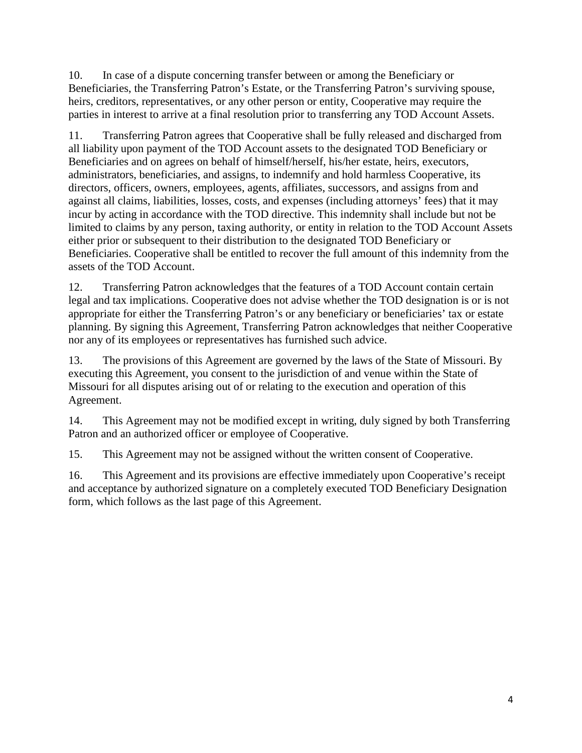10. In case of a dispute concerning transfer between or among the Beneficiary or Beneficiaries, the Transferring Patron's Estate, or the Transferring Patron's surviving spouse, heirs, creditors, representatives, or any other person or entity, Cooperative may require the parties in interest to arrive at a final resolution prior to transferring any TOD Account Assets.

11. Transferring Patron agrees that Cooperative shall be fully released and discharged from all liability upon payment of the TOD Account assets to the designated TOD Beneficiary or Beneficiaries and on agrees on behalf of himself/herself, his/her estate, heirs, executors, administrators, beneficiaries, and assigns, to indemnify and hold harmless Cooperative, its directors, officers, owners, employees, agents, affiliates, successors, and assigns from and against all claims, liabilities, losses, costs, and expenses (including attorneys' fees) that it may incur by acting in accordance with the TOD directive. This indemnity shall include but not be limited to claims by any person, taxing authority, or entity in relation to the TOD Account Assets either prior or subsequent to their distribution to the designated TOD Beneficiary or Beneficiaries. Cooperative shall be entitled to recover the full amount of this indemnity from the assets of the TOD Account.

12. Transferring Patron acknowledges that the features of a TOD Account contain certain legal and tax implications. Cooperative does not advise whether the TOD designation is or is not appropriate for either the Transferring Patron's or any beneficiary or beneficiaries' tax or estate planning. By signing this Agreement, Transferring Patron acknowledges that neither Cooperative nor any of its employees or representatives has furnished such advice.

13. The provisions of this Agreement are governed by the laws of the State of Missouri. By executing this Agreement, you consent to the jurisdiction of and venue within the State of Missouri for all disputes arising out of or relating to the execution and operation of this Agreement.

14. This Agreement may not be modified except in writing, duly signed by both Transferring Patron and an authorized officer or employee of Cooperative.

15. This Agreement may not be assigned without the written consent of Cooperative.

16. This Agreement and its provisions are effective immediately upon Cooperative's receipt and acceptance by authorized signature on a completely executed TOD Beneficiary Designation form, which follows as the last page of this Agreement.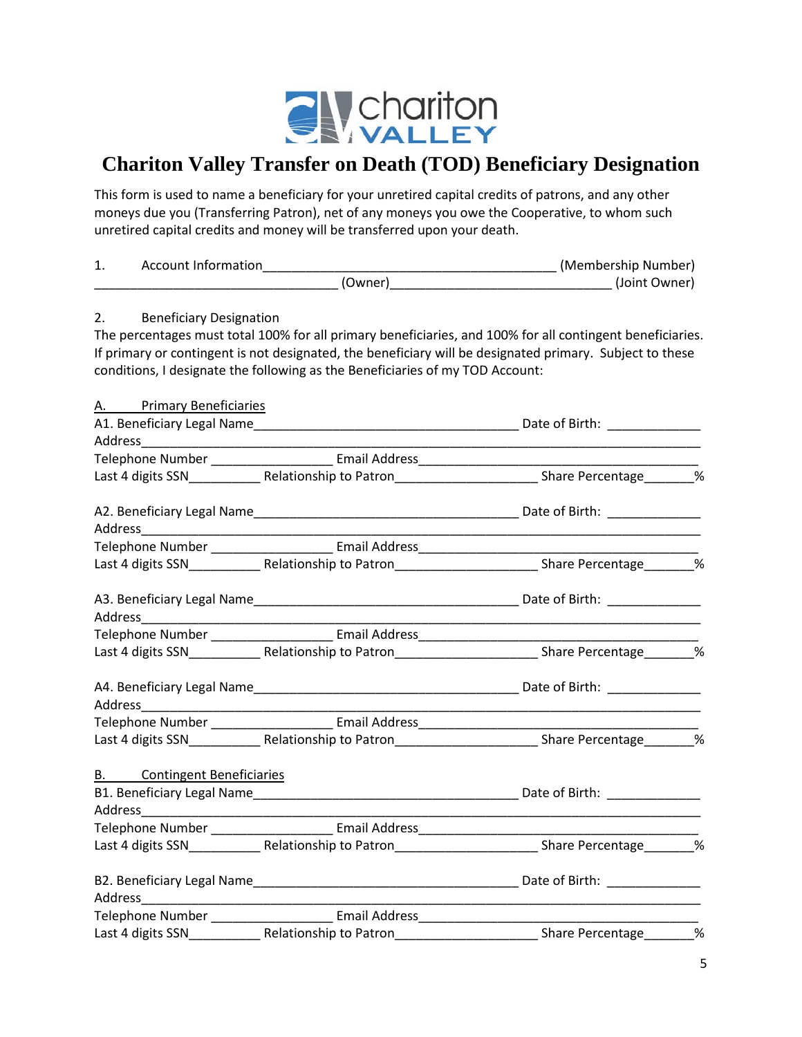# Chariton Valley Transfer on Death (TOD) Beneficiary Designation

This form is used to name a beneficiary for your unretired capital credits of patrons, and any other moneys due you (Transferring Patron), net of any moneys you owe the Cooperative, to whom such unretired capital credits and money will be transferred upon your death.

1. Account Information_________________________________________ (Membership Number)
__________________________________ (Owner)______________________________ (Joint Owner)

2. Beneficiary Designation

The percentages must total 100% for all primary beneficiaries, and 100% for all contingent beneficiaries. If primary or contingent is not designated, the beneficiary will be designated primary. Subject to these conditions, I designate the following as the Beneficiaries of my TOD Account:

A. Primary Beneficiaries

A1. Beneficiary Legal Name_____________________________________ Date of Birth: _____________
Address_______________________________________________________________________________
Telephone Number _________________ Email Address_______________________________________
Last 4 digits SSN__________ Relationship to Patron____________________ Share Percentage_______%

A2. Beneficiary Legal Name_____________________________________ Date of Birth: _____________
Address_______________________________________________________________________________
Telephone Number _________________ Email Address_______________________________________
Last 4 digits SSN__________ Relationship to Patron____________________ Share Percentage_______%

A3. Beneficiary Legal Name_____________________________________ Date of Birth: _____________
Address_______________________________________________________________________________
Telephone Number _________________ Email Address_______________________________________
Last 4 digits SSN__________ Relationship to Patron____________________ Share Percentage_______%

A4. Beneficiary Legal Name_____________________________________ Date of Birth: _____________
Address_______________________________________________________________________________
Telephone Number _________________ Email Address_______________________________________
Last 4 digits SSN__________ Relationship to Patron____________________ Share Percentage_______%

B. Contingent Beneficiaries

B1. Beneficiary Legal Name_____________________________________ Date of Birth: _____________
Address_______________________________________________________________________________
Telephone Number _________________ Email Address_______________________________________
Last 4 digits SSN__________ Relationship to Patron____________________ Share Percentage_______%

B2. Beneficiary Legal Name_____________________________________ Date of Birth: _____________
Address_______________________________________________________________________________
Telephone Number _________________ Email Address_______________________________________
Last 4 digits SSN__________ Relationship to Patron____________________ Share Percentage_______%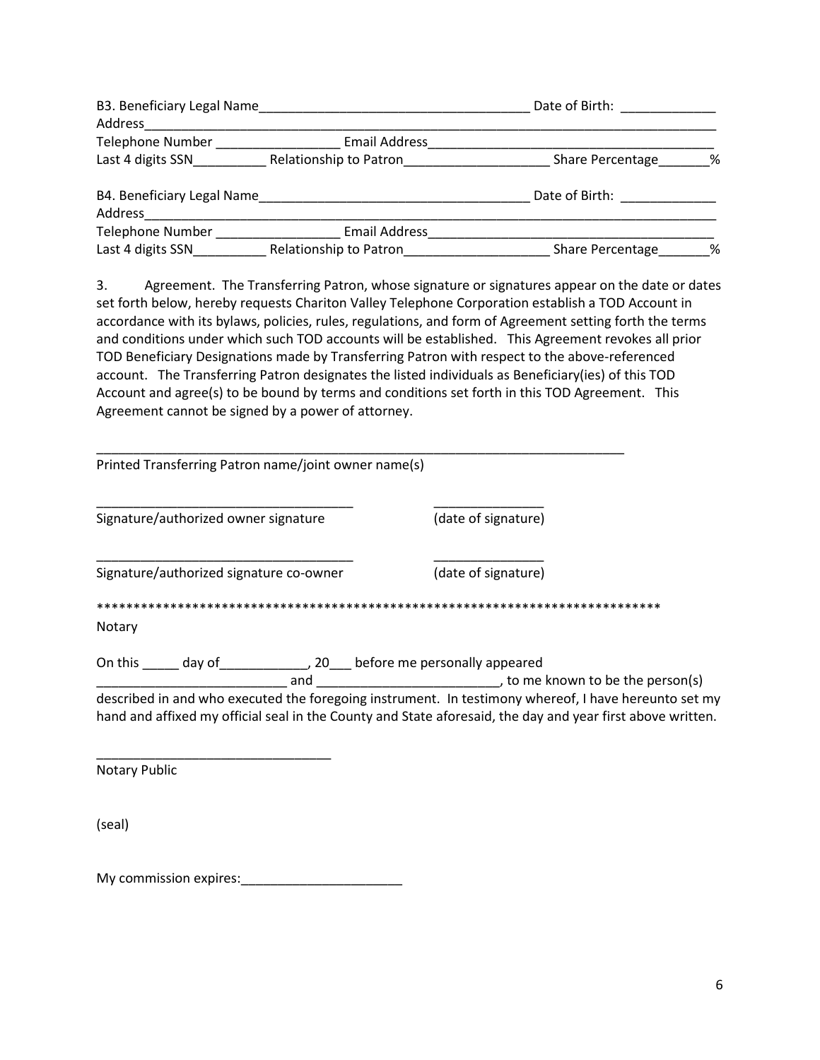B3. Beneficiary Legal Name______________________________________ Date of Birth: _____________
Address_______________________________________________________________________________
Telephone Number _________________ Email Address_________________________________________
Last 4 digits SSN__________ Relationship to Patron____________________ Share Percentage_______%

B4. Beneficiary Legal Name______________________________________ Date of Birth: _____________
Address_______________________________________________________________________________
Telephone Number _________________ Email Address_________________________________________
Last 4 digits SSN__________ Relationship to Patron____________________ Share Percentage_______%

3. Agreement. The Transferring Patron, whose signature or signatures appear on the date or dates set forth below, hereby requests Chariton Valley Telephone Corporation establish a TOD Account in accordance with its bylaws, policies, rules, regulations, and form of Agreement setting forth the terms and conditions under which such TOD accounts will be established. This Agreement revokes all prior TOD Beneficiary Designations made by Transferring Patron with respect to the above-referenced account. The Transferring Patron designates the listed individuals as Beneficiary(ies) of this TOD Account and agree(s) to be bound by terms and conditions set forth in this TOD Agreement. This Agreement cannot be signed by a power of attorney.

___________________________________________________________________________
Printed Transferring Patron name/joint owner name(s)

____________________________________ _______________
Signature/authorized owner signature (date of signature)

____________________________________ _______________
Signature/authorized signature co-owner (date of signature)

******************************************************************************

Notary

On this _____ day of____________, 20___ before me personally appeared __________________________ and _________________________, to me known to be the person(s) described in and who executed the foregoing instrument. In testimony whereof, I have hereunto set my hand and affixed my official seal in the County and State aforesaid, the day and year first above written.

________________________________
Notary Public

(seal)

My commission expires:______________________